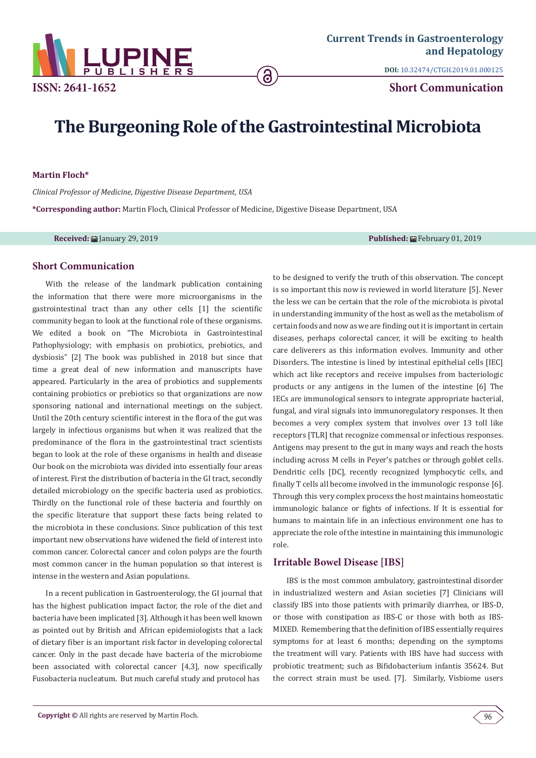# The Burgeoning Role of the Gastrointestinal Microbiota

**Martin Floch***

*Clinical Professor of Medicine, Digestive Disease Department, USA*

***Corresponding author:** Martin Floch, Clinical Professor of Medicine, Digestive Disease Department, USA

**Received:** January 29, 2019 **Published:** February 01, 2019

## Short Communication

With the release of the landmark publication containing the information that there were more microorganisms in the gastrointestinal tract than any other cells [1] the scientific community began to look at the functional role of these organisms. We edited a book on "The Microbiota in Gastrointestinal Pathophysiology; with emphasis on probiotics, prebiotics, and dysbiosis" [2] The book was published in 2018 but since that time a great deal of new information and manuscripts have appeared. Particularly in the area of probiotics and supplements containing probiotics or prebiotics so that organizations are now sponsoring national and international meetings on the subject. Until the 20th century scientific interest in the flora of the gut was largely in infectious organisms but when it was realized that the predominance of the flora in the gastrointestinal tract scientists began to look at the role of these organisms in health and disease Our book on the microbiota was divided into essentially four areas of interest. First the distribution of bacteria in the GI tract, secondly detailed microbiology on the specific bacteria used as probiotics. Thirdly on the functional role of these bacteria and fourthly on the specific literature that support these facts being related to the microbiota in these conclusions. Since publication of this text important new observations have widened the field of interest into common cancer. Colorectal cancer and colon polyps are the fourth most common cancer in the human population so that interest is intense in the western and Asian populations.

In a recent publication in Gastroenterology, the GI journal that has the highest publication impact factor, the role of the diet and bacteria have been implicated [3]. Although it has been well known as pointed out by British and African epidemiologists that a lack of dietary fiber is an important risk factor in developing colorectal cancer. Only in the past decade have bacteria of the microbiome been associated with colorectal cancer [4,3], now specifically Fusobacteria nucleatum. But much careful study and protocol has to be designed to verify the truth of this observation. The concept is so important this now is reviewed in world literature [5]. Never the less we can be certain that the role of the microbiota is pivotal in understanding immunity of the host as well as the metabolism of certain foods and now as we are finding out it is important in certain diseases, perhaps colorectal cancer, it will be exciting to health care deliverers as this information evolves. Immunity and other Disorders. The intestine is lined by intestinal epithelial cells [IEC] which act like receptors and receive impulses from bacteriologic products or any antigens in the lumen of the intestine [6] The IECs are immunological sensors to integrate appropriate bacterial, fungal, and viral signals into immunoregulatory responses. It then becomes a very complex system that involves over 13 toll like receptors [TLR] that recognize commensal or infectious responses. Antigens may present to the gut in many ways and reach the hosts including across M cells in Peyer's patches or through goblet cells. Dendritic cells [DC], recently recognized lymphocytic cells, and finally T cells all become involved in the immunologic response [6]. Through this very complex process the host maintains homeostatic immunologic balance or fights of infections. If It is essential for humans to maintain life in an infectious environment one has to appreciate the role of the intestine in maintaining this immunologic role.

## Irritable Bowel Disease [IBS]

IBS is the most common ambulatory, gastrointestinal disorder in industrialized western and Asian societies [7] Clinicians will classify IBS into those patients with primarily diarrhea, or IBS-D, or those with constipation as IBS-C or those with both as IBS-MIXED. Remembering that the definition of IBS essentially requires symptoms for at least 6 months; depending on the symptoms the treatment will vary. Patients with IBS have had success with probiotic treatment; such as Bifidobacterium infantis 35624. But the correct strain must be used. [7]. Similarly, Visbiome users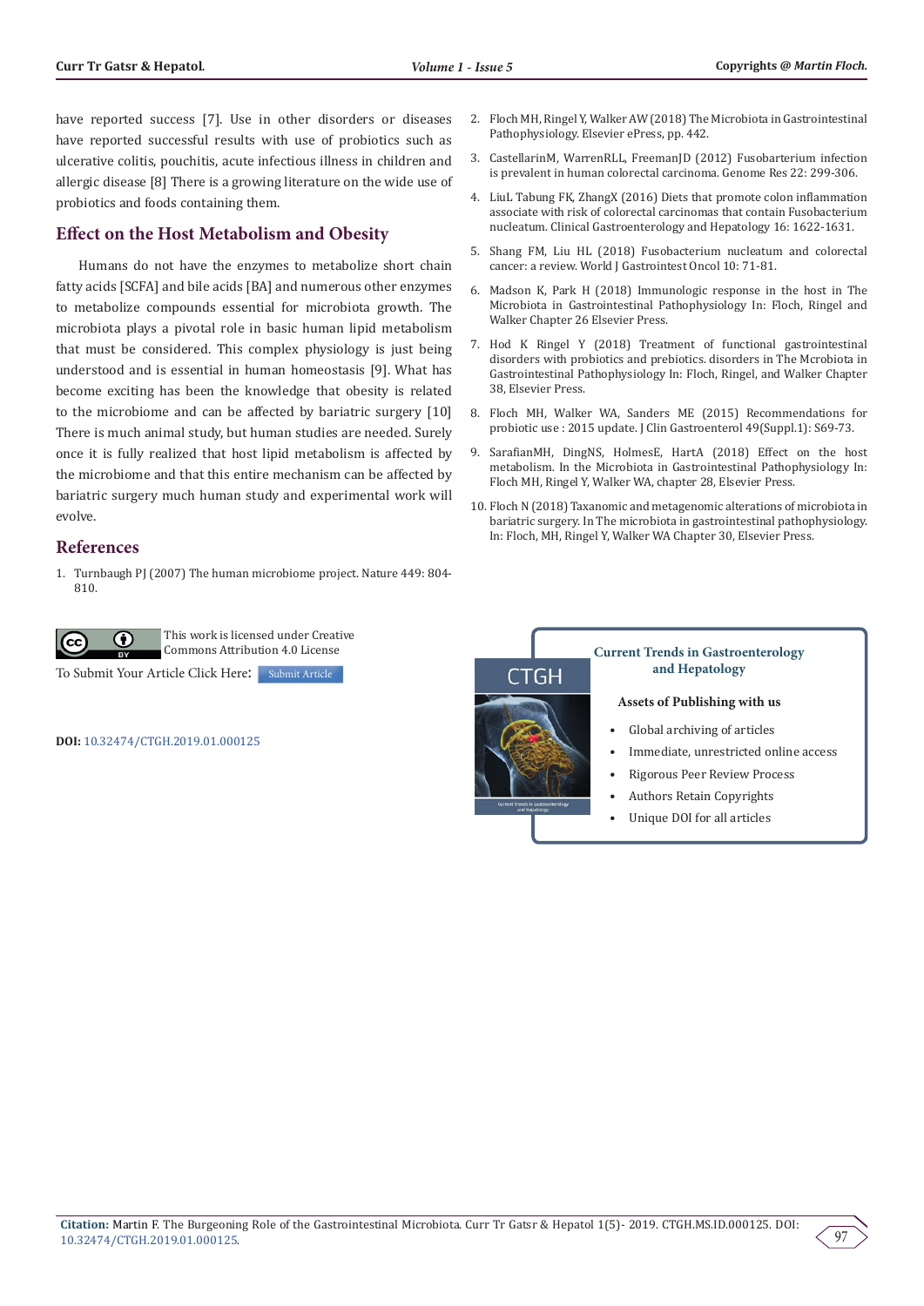have reported success [7]. Use in other disorders or diseases have reported successful results with use of probiotics such as ulcerative colitis, pouchitis, acute infectious illness in children and allergic disease [8] There is a growing literature on the wide use of probiotics and foods containing them.

## Effect on the Host Metabolism and Obesity

Humans do not have the enzymes to metabolize short chain fatty acids [SCFA] and bile acids [BA] and numerous other enzymes to metabolize compounds essential for microbiota growth. The microbiota plays a pivotal role in basic human lipid metabolism that must be considered. This complex physiology is just being understood and is essential in human homeostasis [9]. What has become exciting has been the knowledge that obesity is related to the microbiome and can be affected by bariatric surgery [10] There is much animal study, but human studies are needed. Surely once it is fully realized that host lipid metabolism is affected by the microbiome and that this entire mechanism can be affected by bariatric surgery much human study and experimental work will evolve.

## References

1. Turnbaugh PJ (2007) The human microbiome project. Nature 449: 804-810.
2. Floch MH, Ringel Y, Walker AW (2018) The Microbiota in Gastrointestinal Pathophysiology. Elsevier ePress, pp. 442.
3. CastellarinM, WarrenRLL, FreemanJD (2012) Fusobarterium infection is prevalent in human colorectal carcinoma. Genome Res 22: 299-306.
4. LiuL Tabung FK, ZhangX (2016) Diets that promote colon inflammation associate with risk of colorectal carcinomas that contain Fusobacterium nucleatum. Clinical Gastroenterology and Hepatology 16: 1622-1631.
5. Shang FM, Liu HL (2018) Fusobacterium nucleatum and colorectal cancer: a review. World J Gastrointest Oncol 10: 71-81.
6. Madson K, Park H (2018) Immunologic response in the host in The Microbiota in Gastrointestinal Pathophysiology In: Floch, Ringel and Walker Chapter 26 Elsevier Press.
7. Hod K Ringel Y (2018) Treatment of functional gastrointestinal disorders with probiotics and prebiotics. disorders in The Mcrobiota in Gastrointestinal Pathophysiology In: Floch, Ringel, and Walker Chapter 38, Elsevier Press.
8. Floch MH, Walker WA, Sanders ME (2015) Recommendations for probiotic use : 2015 update. J Clin Gastroenterol 49(Suppl.1): S69-73.
9. SarafianMH, DingNS, HolmesE, HartA (2018) Effect on the host metabolism. In the Microbiota in Gastrointestinal Pathophysiology In: Floch MH, Ringel Y, Walker WA, chapter 28, Elsevier Press.
10. Floch N (2018) Taxanomic and metagenomic alterations of microbiota in bariatric surgery. In The microbiota in gastrointestinal pathophysiology. In: Floch, MH, Ringel Y, Walker WA Chapter 30, Elsevier Press.

This work is licensed under Creative Commons Attribution 4.0 License

To Submit Your Article Click Here: Submit Article

**DOI:** 10.32474/CTGH.2019.01.000125

**Current Trends in Gastroenterology and Hepatology**

**Assets of Publishing with us**

- Global archiving of articles
- Immediate, unrestricted online access
- Rigorous Peer Review Process
- Authors Retain Copyrights
- Unique DOI for all articles

**Citation:** Martin F. The Burgeoning Role of the Gastrointestinal Microbiota. Curr Tr Gatsr & Hepatol 1(5)- 2019. CTGH.MS.ID.000125. DOI: 10.32474/CTGH.2019.01.000125.